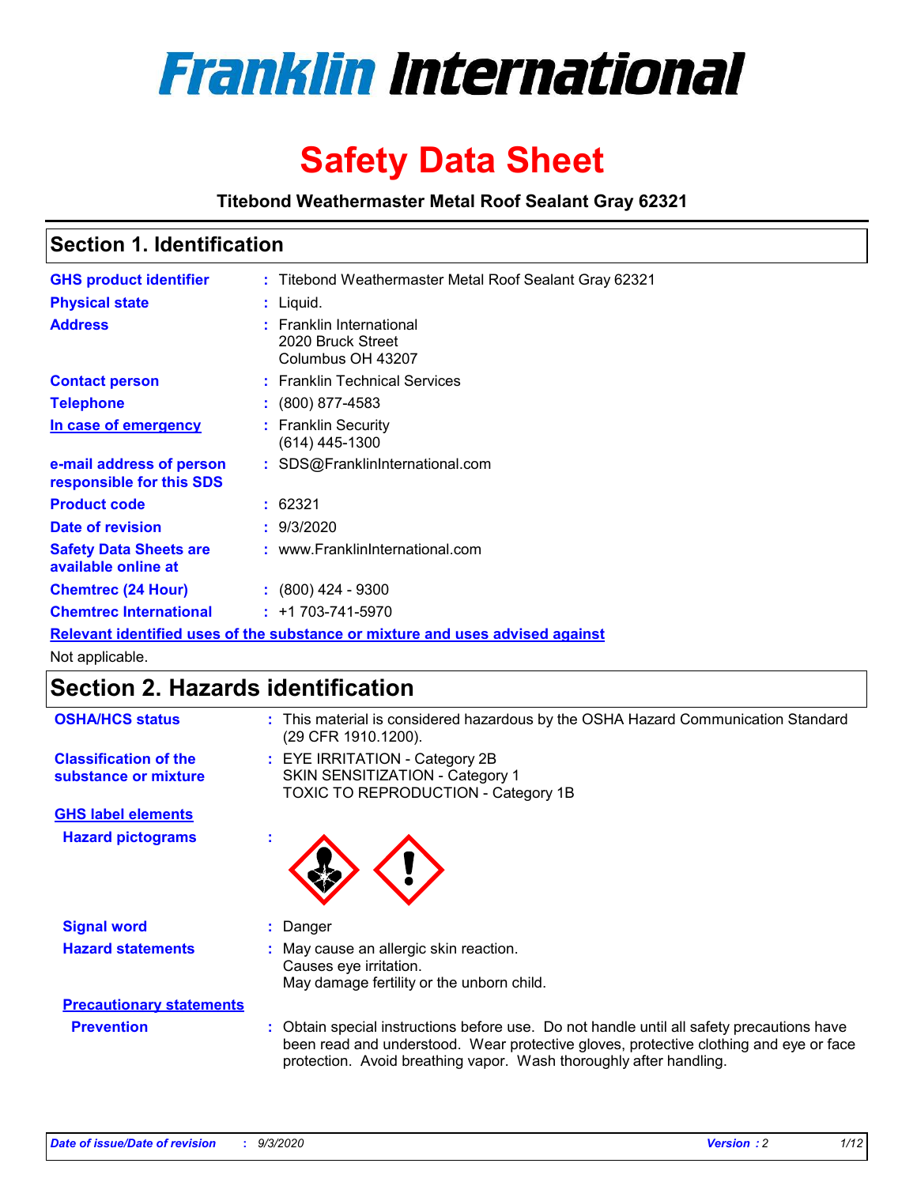# Franklin International

# Safety Data Sheet

**Titebond Weathermaster Metal Roof Sealant Gray 62321**

## Section 1. Identification

| | | |
|---|---|---|
| **GHS product identifier** | : | Titebond Weathermaster Metal Roof Sealant Gray 62321 |
| **Physical state** | : | Liquid. |
| **Address** | : | Franklin International<br>2020 Bruck Street<br>Columbus OH 43207 |
| **Contact person** | : | Franklin Technical Services |
| **Telephone** | : | (800) 877-4583 |
| **In case of emergency** | : | Franklin Security<br>(614) 445-1300 |
| **e-mail address of person responsible for this SDS** | : | SDS@FranklinInternational.com |
| **Product code** | : | 62321 |
| **Date of revision** | : | 9/3/2020 |
| **Safety Data Sheets are available online at** | : | www.FranklinInternational.com |
| **Chemtrec (24 Hour)** | : | (800) 424 - 9300 |
| **Chemtrec International** | : | +1 703-741-5970 |

**Relevant identified uses of the substance or mixture and uses advised against**

Not applicable.

## Section 2. Hazards identification

| | | |
|---|---|---|
| **OSHA/HCS status** | : | This material is considered hazardous by the OSHA Hazard Communication Standard (29 CFR 1910.1200). |
| **Classification of the substance or mixture** | : | EYE IRRITATION - Category 2B<br>SKIN SENSITIZATION - Category 1<br>TOXIC TO REPRODUCTION - Category 1B |

**GHS label elements**

| | | |
|---|---|---|
| **Hazard pictograms** | : | |
| **Signal word** | : | Danger |
| **Hazard statements** | : | May cause an allergic skin reaction.<br>Causes eye irritation.<br>May damage fertility or the unborn child. |

**Precautionary statements**

| | | |
|---|---|---|
| **Prevention** | : | Obtain special instructions before use. Do not handle until all safety precautions have been read and understood. Wear protective gloves, protective clothing and eye or face protection. Avoid breathing vapor. Wash thoroughly after handling. |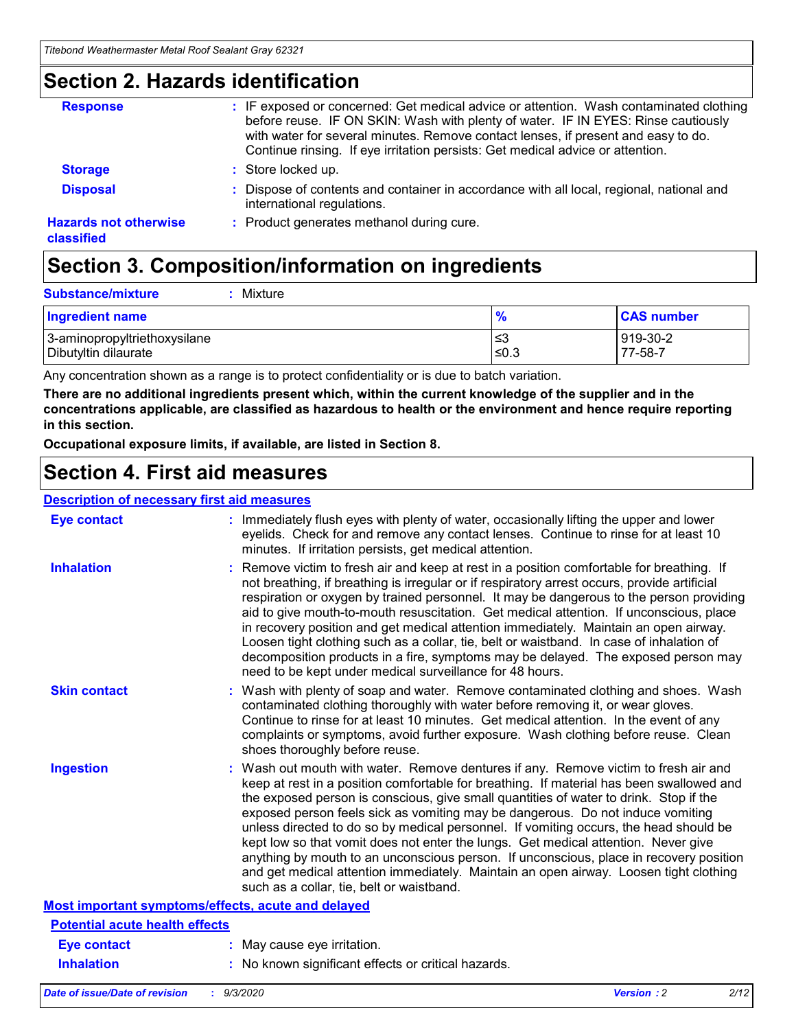## Section 2. Hazards identification

**Response** : IF exposed or concerned: Get medical advice or attention. Wash contaminated clothing before reuse. IF ON SKIN: Wash with plenty of water. IF IN EYES: Rinse cautiously with water for several minutes. Remove contact lenses, if present and easy to do. Continue rinsing. If eye irritation persists: Get medical advice or attention.

**Storage** : Store locked up.

**Disposal** : Dispose of contents and container in accordance with all local, regional, national and international regulations.

**Hazards not otherwise classified** : Product generates methanol during cure.

## Section 3. Composition/information on ingredients

**Substance/mixture** : Mixture

| Ingredient name | % | CAS number |
| --- | --- | --- |
| 3-aminopropyltriethoxysilane | ≤3 | 919-30-2 |
| Dibutyltin dilaurate | ≤0.3 | 77-58-7 |

Any concentration shown as a range is to protect confidentiality or is due to batch variation.

**There are no additional ingredients present which, within the current knowledge of the supplier and in the concentrations applicable, are classified as hazardous to health or the environment and hence require reporting in this section.**

**Occupational exposure limits, if available, are listed in Section 8.**

## Section 4. First aid measures

### Description of necessary first aid measures

**Eye contact** : Immediately flush eyes with plenty of water, occasionally lifting the upper and lower eyelids. Check for and remove any contact lenses. Continue to rinse for at least 10 minutes. If irritation persists, get medical attention.

**Inhalation** : Remove victim to fresh air and keep at rest in a position comfortable for breathing. If not breathing, if breathing is irregular or if respiratory arrest occurs, provide artificial respiration or oxygen by trained personnel. It may be dangerous to the person providing aid to give mouth-to-mouth resuscitation. Get medical attention. If unconscious, place in recovery position and get medical attention immediately. Maintain an open airway. Loosen tight clothing such as a collar, tie, belt or waistband. In case of inhalation of decomposition products in a fire, symptoms may be delayed. The exposed person may need to be kept under medical surveillance for 48 hours.

**Skin contact** : Wash with plenty of soap and water. Remove contaminated clothing and shoes. Wash contaminated clothing thoroughly with water before removing it, or wear gloves. Continue to rinse for at least 10 minutes. Get medical attention. In the event of any complaints or symptoms, avoid further exposure. Wash clothing before reuse. Clean shoes thoroughly before reuse.

**Ingestion** : Wash out mouth with water. Remove dentures if any. Remove victim to fresh air and keep at rest in a position comfortable for breathing. If material has been swallowed and the exposed person is conscious, give small quantities of water to drink. Stop if the exposed person feels sick as vomiting may be dangerous. Do not induce vomiting unless directed to do so by medical personnel. If vomiting occurs, the head should be kept low so that vomit does not enter the lungs. Get medical attention. Never give anything by mouth to an unconscious person. If unconscious, place in recovery position and get medical attention immediately. Maintain an open airway. Loosen tight clothing such as a collar, tie, belt or waistband.

### Most important symptoms/effects, acute and delayed

#### Potential acute health effects

**Eye contact** : May cause eye irritation.

**Inhalation** : No known significant effects or critical hazards.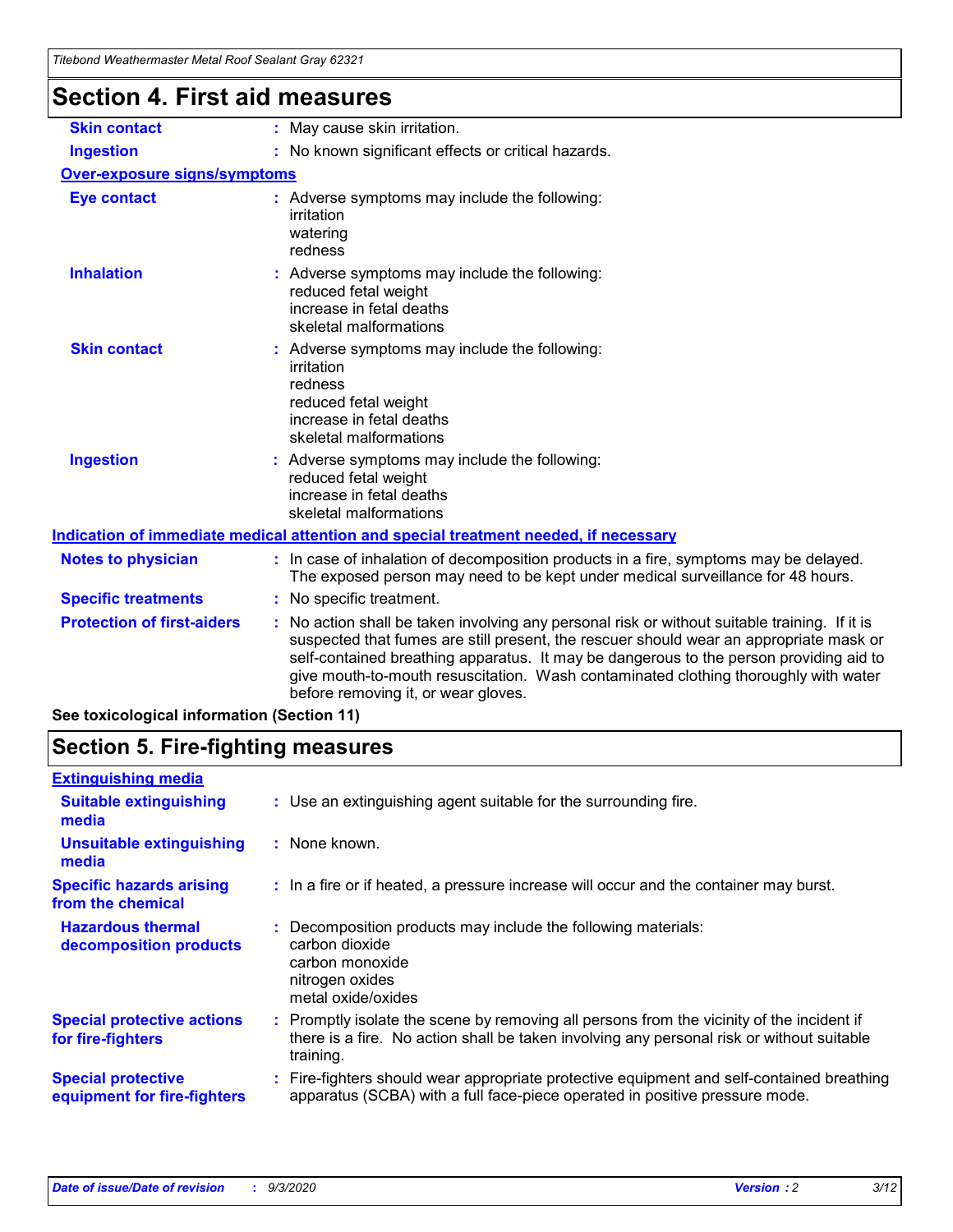## Section 4. First aid measures

| | |
|---|---|
| **Skin contact** | : May cause skin irritation. |
| **Ingestion** | : No known significant effects or critical hazards. |

**Over-exposure signs/symptoms**

| | |
|---|---|
| **Eye contact** | : Adverse symptoms may include the following:<br>irritation<br>watering<br>redness |
| **Inhalation** | : Adverse symptoms may include the following:<br>reduced fetal weight<br>increase in fetal deaths<br>skeletal malformations |
| **Skin contact** | : Adverse symptoms may include the following:<br>irritation<br>redness<br>reduced fetal weight<br>increase in fetal deaths<br>skeletal malformations |
| **Ingestion** | : Adverse symptoms may include the following:<br>reduced fetal weight<br>increase in fetal deaths<br>skeletal malformations |

**Indication of immediate medical attention and special treatment needed, if necessary**

| | |
|---|---|
| **Notes to physician** | : In case of inhalation of decomposition products in a fire, symptoms may be delayed. The exposed person may need to be kept under medical surveillance for 48 hours. |
| **Specific treatments** | : No specific treatment. |
| **Protection of first-aiders** | : No action shall be taken involving any personal risk or without suitable training. If it is suspected that fumes are still present, the rescuer should wear an appropriate mask or self-contained breathing apparatus. It may be dangerous to the person providing aid to give mouth-to-mouth resuscitation. Wash contaminated clothing thoroughly with water before removing it, or wear gloves. |

**See toxicological information (Section 11)**

## Section 5. Fire-fighting measures

**Extinguishing media**

| | |
|---|---|
| **Suitable extinguishing media** | : Use an extinguishing agent suitable for the surrounding fire. |
| **Unsuitable extinguishing media** | : None known. |
| **Specific hazards arising from the chemical** | : In a fire or if heated, a pressure increase will occur and the container may burst. |
| **Hazardous thermal decomposition products** | : Decomposition products may include the following materials:<br>carbon dioxide<br>carbon monoxide<br>nitrogen oxides<br>metal oxide/oxides |
| **Special protective actions for fire-fighters** | : Promptly isolate the scene by removing all persons from the vicinity of the incident if there is a fire. No action shall be taken involving any personal risk or without suitable training. |
| **Special protective equipment for fire-fighters** | : Fire-fighters should wear appropriate protective equipment and self-contained breathing apparatus (SCBA) with a full face-piece operated in positive pressure mode. |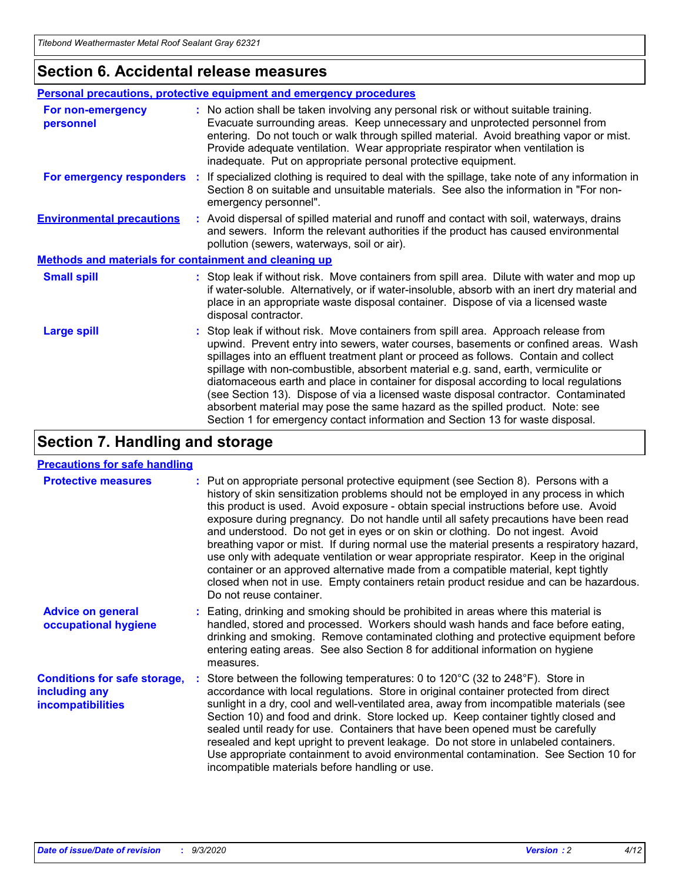## Section 6. Accidental release measures

### Personal precautions, protective equipment and emergency procedures

**For non-emergency personnel** : No action shall be taken involving any personal risk or without suitable training. Evacuate surrounding areas. Keep unnecessary and unprotected personnel from entering. Do not touch or walk through spilled material. Avoid breathing vapor or mist. Provide adequate ventilation. Wear appropriate respirator when ventilation is inadequate. Put on appropriate personal protective equipment.

**For emergency responders** : If specialized clothing is required to deal with the spillage, take note of any information in Section 8 on suitable and unsuitable materials. See also the information in "For non-emergency personnel".

**Environmental precautions** : Avoid dispersal of spilled material and runoff and contact with soil, waterways, drains and sewers. Inform the relevant authorities if the product has caused environmental pollution (sewers, waterways, soil or air).

### Methods and materials for containment and cleaning up

**Small spill** : Stop leak if without risk. Move containers from spill area. Dilute with water and mop up if water-soluble. Alternatively, or if water-insoluble, absorb with an inert dry material and place in an appropriate waste disposal container. Dispose of via a licensed waste disposal contractor.

**Large spill** : Stop leak if without risk. Move containers from spill area. Approach release from upwind. Prevent entry into sewers, water courses, basements or confined areas. Wash spillages into an effluent treatment plant or proceed as follows. Contain and collect spillage with non-combustible, absorbent material e.g. sand, earth, vermiculite or diatomaceous earth and place in container for disposal according to local regulations (see Section 13). Dispose of via a licensed waste disposal contractor. Contaminated absorbent material may pose the same hazard as the spilled product. Note: see Section 1 for emergency contact information and Section 13 for waste disposal.

## Section 7. Handling and storage

### Precautions for safe handling

**Protective measures** : Put on appropriate personal protective equipment (see Section 8). Persons with a history of skin sensitization problems should not be employed in any process in which this product is used. Avoid exposure - obtain special instructions before use. Avoid exposure during pregnancy. Do not handle until all safety precautions have been read and understood. Do not get in eyes or on skin or clothing. Do not ingest. Avoid breathing vapor or mist. If during normal use the material presents a respiratory hazard, use only with adequate ventilation or wear appropriate respirator. Keep in the original container or an approved alternative made from a compatible material, kept tightly closed when not in use. Empty containers retain product residue and can be hazardous. Do not reuse container.

**Advice on general occupational hygiene** : Eating, drinking and smoking should be prohibited in areas where this material is handled, stored and processed. Workers should wash hands and face before eating, drinking and smoking. Remove contaminated clothing and protective equipment before entering eating areas. See also Section 8 for additional information on hygiene measures.

**Conditions for safe storage, including any incompatibilities** : Store between the following temperatures: 0 to 120°C (32 to 248°F). Store in accordance with local regulations. Store in original container protected from direct sunlight in a dry, cool and well-ventilated area, away from incompatible materials (see Section 10) and food and drink. Store locked up. Keep container tightly closed and sealed until ready for use. Containers that have been opened must be carefully resealed and kept upright to prevent leakage. Do not store in unlabeled containers. Use appropriate containment to avoid environmental contamination. See Section 10 for incompatible materials before handling or use.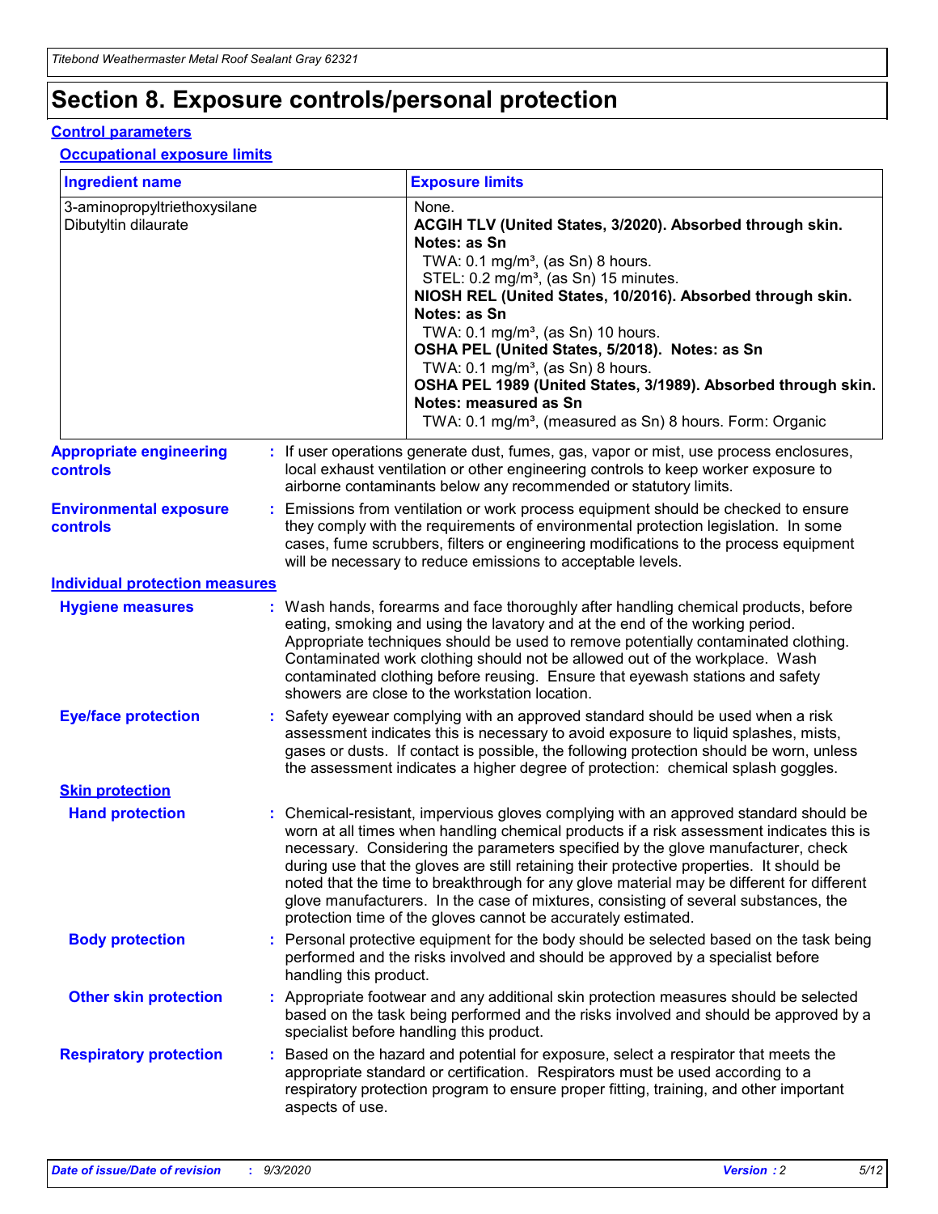# Section 8. Exposure controls/personal protection

## Control parameters

### Occupational exposure limits

| Ingredient name | Exposure limits |
| --- | --- |
| 3-aminopropyltriethoxysilane | None. |
| Dibutyltin dilaurate | **ACGIH TLV (United States, 3/2020). Absorbed through skin. Notes: as Sn**<br>TWA: 0.1 mg/m³, (as Sn) 8 hours.<br>STEL: 0.2 mg/m³, (as Sn) 15 minutes.<br>**NIOSH REL (United States, 10/2016). Absorbed through skin. Notes: as Sn**<br>TWA: 0.1 mg/m³, (as Sn) 10 hours.<br>**OSHA PEL (United States, 5/2018). Notes: as Sn**<br>TWA: 0.1 mg/m³, (as Sn) 8 hours.<br>**OSHA PEL 1989 (United States, 3/1989). Absorbed through skin. Notes: measured as Sn**<br>TWA: 0.1 mg/m³, (measured as Sn) 8 hours. Form: Organic |

**Appropriate engineering controls** : If user operations generate dust, fumes, gas, vapor or mist, use process enclosures, local exhaust ventilation or other engineering controls to keep worker exposure to airborne contaminants below any recommended or statutory limits.

**Environmental exposure controls** : Emissions from ventilation or work process equipment should be checked to ensure they comply with the requirements of environmental protection legislation. In some cases, fume scrubbers, filters or engineering modifications to the process equipment will be necessary to reduce emissions to acceptable levels.

## Individual protection measures

**Hygiene measures** : Wash hands, forearms and face thoroughly after handling chemical products, before eating, smoking and using the lavatory and at the end of the working period. Appropriate techniques should be used to remove potentially contaminated clothing. Contaminated work clothing should not be allowed out of the workplace. Wash contaminated clothing before reusing. Ensure that eyewash stations and safety showers are close to the workstation location.

**Eye/face protection** : Safety eyewear complying with an approved standard should be used when a risk assessment indicates this is necessary to avoid exposure to liquid splashes, mists, gases or dusts. If contact is possible, the following protection should be worn, unless the assessment indicates a higher degree of protection: chemical splash goggles.

### Skin protection

**Hand protection** : Chemical-resistant, impervious gloves complying with an approved standard should be worn at all times when handling chemical products if a risk assessment indicates this is necessary. Considering the parameters specified by the glove manufacturer, check during use that the gloves are still retaining their protective properties. It should be noted that the time to breakthrough for any glove material may be different for different glove manufacturers. In the case of mixtures, consisting of several substances, the protection time of the gloves cannot be accurately estimated.

**Body protection** : Personal protective equipment for the body should be selected based on the task being performed and the risks involved and should be approved by a specialist before handling this product.

**Other skin protection** : Appropriate footwear and any additional skin protection measures should be selected based on the task being performed and the risks involved and should be approved by a specialist before handling this product.

**Respiratory protection** : Based on the hazard and potential for exposure, select a respirator that meets the appropriate standard or certification. Respirators must be used according to a respiratory protection program to ensure proper fitting, training, and other important aspects of use.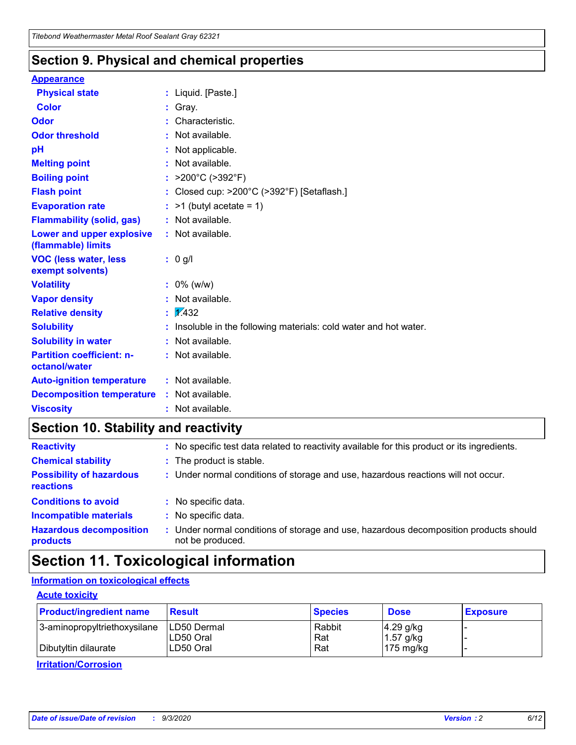## Section 9. Physical and chemical properties

**Appearance**

| | |
|---|---|
| **Physical state** | : Liquid. [Paste.] |
| **Color** | : Gray. |
| **Odor** | : Characteristic. |
| **Odor threshold** | : Not available. |
| **pH** | : Not applicable. |
| **Melting point** | : Not available. |
| **Boiling point** | : >200°C (>392°F) |
| **Flash point** | : Closed cup: >200°C (>392°F) [Setaflash.] |
| **Evaporation rate** | : >1 (butyl acetate = 1) |
| **Flammability (solid, gas)** | : Not available. |
| **Lower and upper explosive (flammable) limits** | : Not available. |
| **VOC (less water, less exempt solvents)** | : 0 g/l |
| **Volatility** | : 0% (w/w) |
| **Vapor density** | : Not available. |
| **Relative density** | : 1.432 |
| **Solubility** | : Insoluble in the following materials: cold water and hot water. |
| **Solubility in water** | : Not available. |
| **Partition coefficient: n-octanol/water** | : Not available. |
| **Auto-ignition temperature** | : Not available. |
| **Decomposition temperature** | : Not available. |
| **Viscosity** | : Not available. |

## Section 10. Stability and reactivity

| | |
|---|---|
| **Reactivity** | : No specific test data related to reactivity available for this product or its ingredients. |
| **Chemical stability** | : The product is stable. |
| **Possibility of hazardous reactions** | : Under normal conditions of storage and use, hazardous reactions will not occur. |
| **Conditions to avoid** | : No specific data. |
| **Incompatible materials** | : No specific data. |
| **Hazardous decomposition products** | : Under normal conditions of storage and use, hazardous decomposition products should not be produced. |

## Section 11. Toxicological information

**Information on toxicological effects**

**Acute toxicity**

| Product/ingredient name | Result | Species | Dose | Exposure |
|---|---|---|---|---|
| 3-aminopropyltriethoxysilane | LD50 Dermal | Rabbit | 4.29 g/kg | - |
| | LD50 Oral | Rat | 1.57 g/kg | - |
| Dibutyltin dilaurate | LD50 Oral | Rat | 175 mg/kg | - |

**Irritation/Corrosion**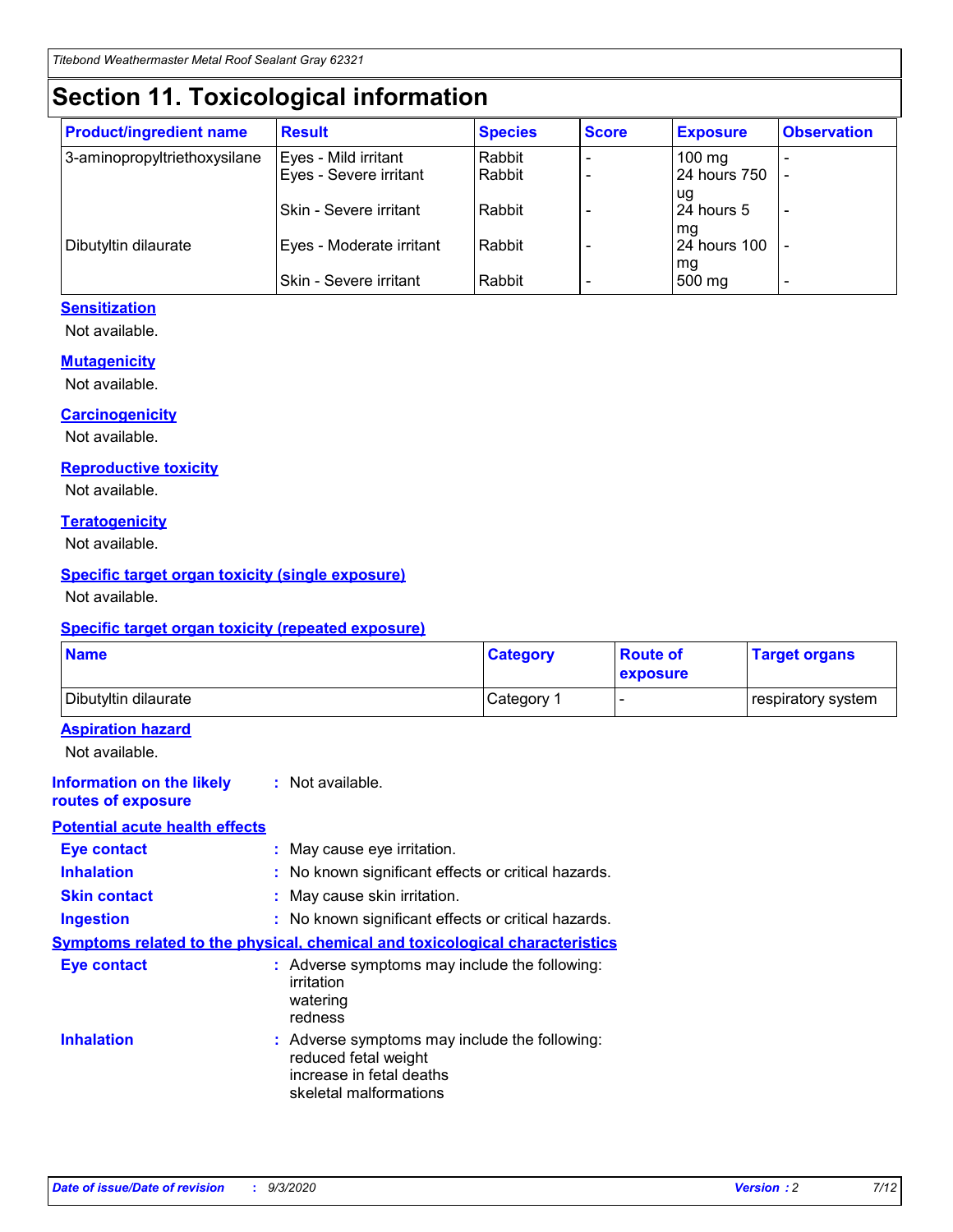# Section 11. Toxicological information

| Product/ingredient name | Result | Species | Score | Exposure | Observation |
|---|---|---|---|---|---|
| 3-aminopropyltriethoxysilane | Eyes - Mild irritant | Rabbit | - | 100 mg | - |
| | Eyes - Severe irritant | Rabbit | - | 24 hours 750 ug | - |
| | Skin - Severe irritant | Rabbit | - | 24 hours 5 mg | - |
| Dibutyltin dilaurate | Eyes - Moderate irritant | Rabbit | - | 24 hours 100 mg | - |
| | Skin - Severe irritant | Rabbit | - | 500 mg | - |

**Sensitization**

Not available.

**Mutagenicity**

Not available.

**Carcinogenicity**

Not available.

**Reproductive toxicity**

Not available.

**Teratogenicity**

Not available.

**Specific target organ toxicity (single exposure)**

Not available.

**Specific target organ toxicity (repeated exposure)**

| Name | Category | Route of exposure | Target organs |
|---|---|---|---|
| Dibutyltin dilaurate | Category 1 | - | respiratory system |

**Aspiration hazard**

Not available.

**Information on the likely routes of exposure** : Not available.

**Potential acute health effects**

**Eye contact** : May cause eye irritation.

**Inhalation** : No known significant effects or critical hazards.

**Skin contact** : May cause skin irritation.

**Ingestion** : No known significant effects or critical hazards.

**Symptoms related to the physical, chemical and toxicological characteristics**

**Eye contact** : Adverse symptoms may include the following:
irritation
watering
redness

**Inhalation** : Adverse symptoms may include the following:
reduced fetal weight
increase in fetal deaths
skeletal malformations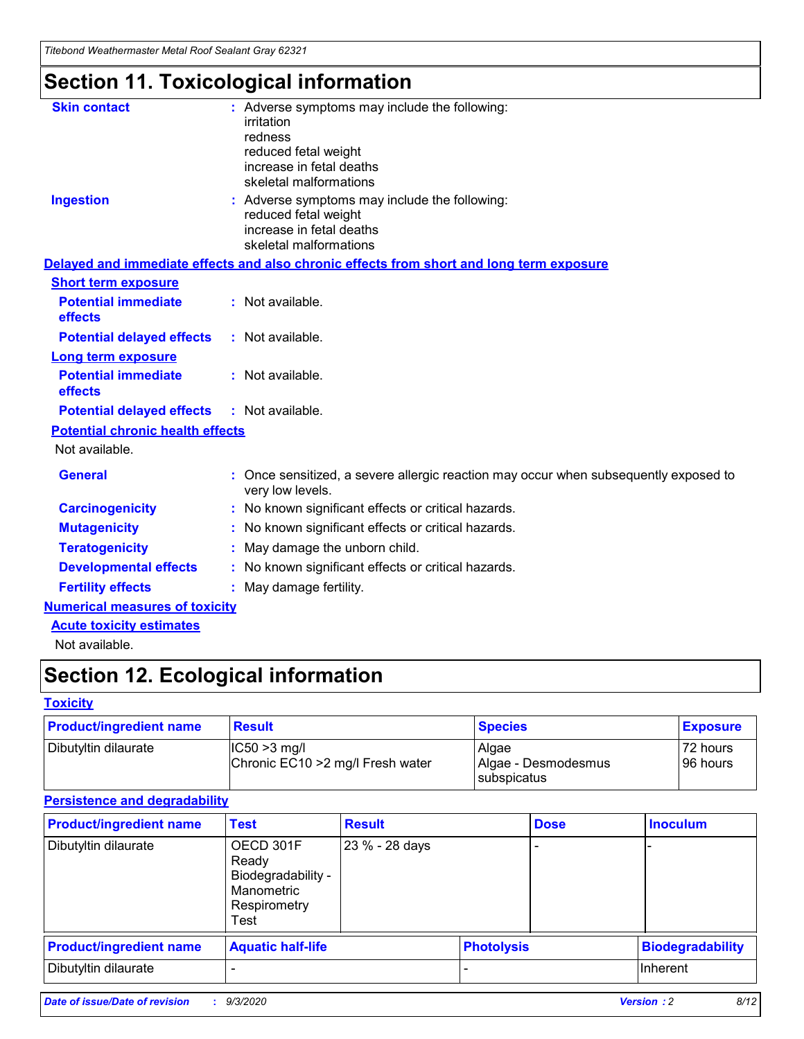# Section 11. Toxicological information

**Skin contact** : Adverse symptoms may include the following:
irritation
redness
reduced fetal weight
increase in fetal deaths
skeletal malformations

**Ingestion** : Adverse symptoms may include the following:
reduced fetal weight
increase in fetal deaths
skeletal malformations

**Delayed and immediate effects and also chronic effects from short and long term exposure**

**Short term exposure**

**Potential immediate effects** : Not available.

**Potential delayed effects** : Not available.

**Long term exposure**

**Potential immediate effects** : Not available.

**Potential delayed effects** : Not available.

**Potential chronic health effects**

Not available.

**General** : Once sensitized, a severe allergic reaction may occur when subsequently exposed to very low levels.

**Carcinogenicity** : No known significant effects or critical hazards.

**Mutagenicity** : No known significant effects or critical hazards.

**Teratogenicity** : May damage the unborn child.

**Developmental effects** : No known significant effects or critical hazards.

**Fertility effects** : May damage fertility.

**Numerical measures of toxicity**

**Acute toxicity estimates**

Not available.

# Section 12. Ecological information

**Toxicity**

| Product/ingredient name | Result | Species | Exposure |
|---|---|---|---|
| Dibutyltin dilaurate | IC50 >3 mg/l<br>Chronic EC10 >2 mg/l Fresh water | Algae<br>Algae - Desmodesmus subspicatus | 72 hours<br>96 hours |

**Persistence and degradability**

| Product/ingredient name | Test | Result | Dose | Inoculum |
|---|---|---|---|---|
| Dibutyltin dilaurate | OECD 301F Ready Biodegradability - Manometric Respirometry Test | 23 % - 28 days | - | - |

| Product/ingredient name | Aquatic half-life | Photolysis | Biodegradability |
|---|---|---|---|
| Dibutyltin dilaurate | - | - | Inherent |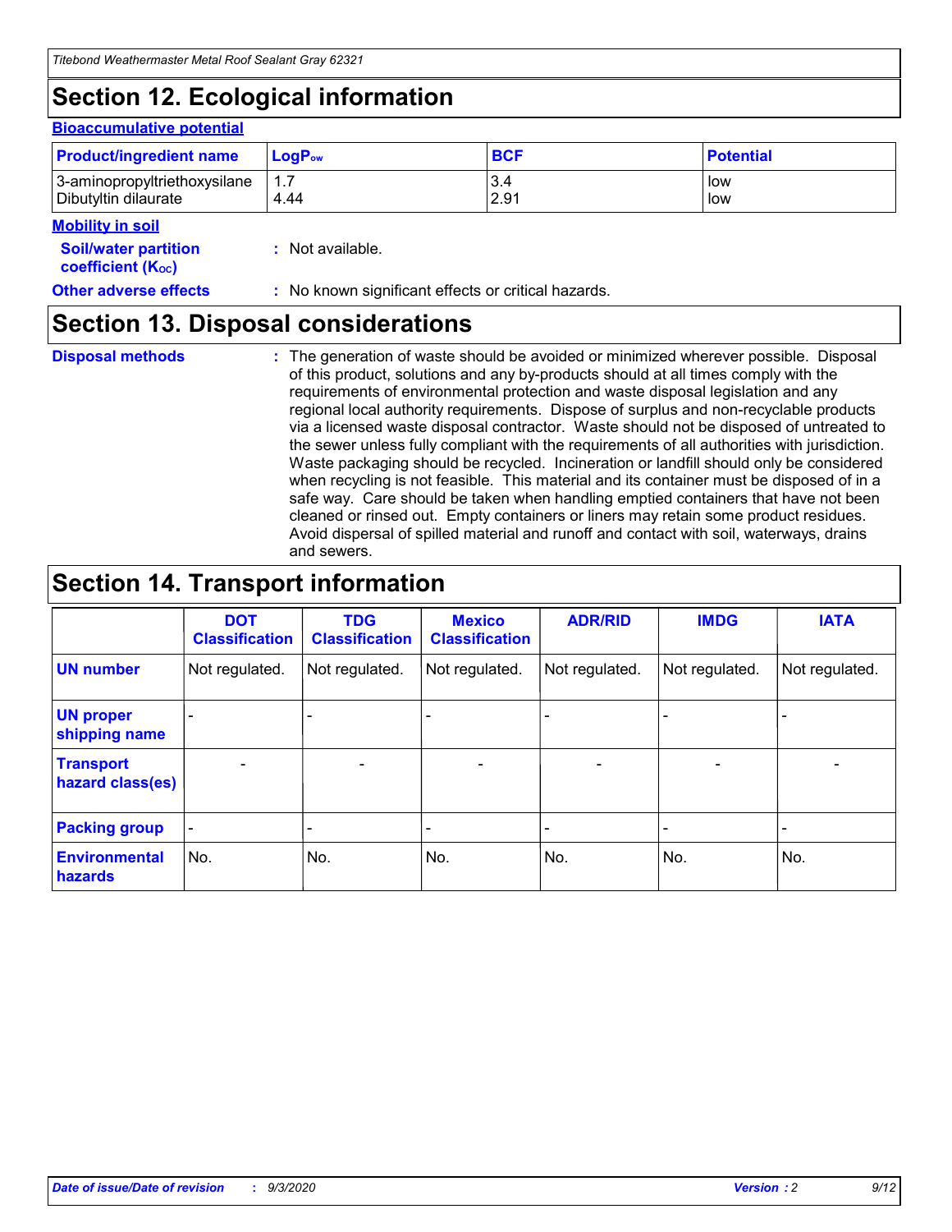# Section 12. Ecological information

### Bioaccumulative potential

| Product/ingredient name | $LogP_{ow}$ | BCF | Potential |
|---|---|---|---|
| 3-aminopropyltriethoxysilane | 1.7 | 3.4 | low |
| Dibutyltin dilaurate | 4.44 | 2.91 | low |

### Mobility in soil

**Soil/water partition coefficient ($K_{OC}$)** : Not available.

**Other adverse effects** : No known significant effects or critical hazards.

# Section 13. Disposal considerations

**Disposal methods** : The generation of waste should be avoided or minimized wherever possible. Disposal of this product, solutions and any by-products should at all times comply with the requirements of environmental protection and waste disposal legislation and any regional local authority requirements. Dispose of surplus and non-recyclable products via a licensed waste disposal contractor. Waste should not be disposed of untreated to the sewer unless fully compliant with the requirements of all authorities with jurisdiction. Waste packaging should be recycled. Incineration or landfill should only be considered when recycling is not feasible. This material and its container must be disposed of in a safe way. Care should be taken when handling emptied containers that have not been cleaned or rinsed out. Empty containers or liners may retain some product residues. Avoid dispersal of spilled material and runoff and contact with soil, waterways, drains and sewers.

# Section 14. Transport information

| | DOT Classification | TDG Classification | Mexico Classification | ADR/RID | IMDG | IATA |
|---|---|---|---|---|---|---|
| UN number | Not regulated. | Not regulated. | Not regulated. | Not regulated. | Not regulated. | Not regulated. |
| UN proper shipping name | - | - | - | - | - | - |
| Transport hazard class(es) | - | - | - | - | - | - |
| Packing group | - | - | - | - | - | - |
| Environmental hazards | No. | No. | No. | No. | No. | No. |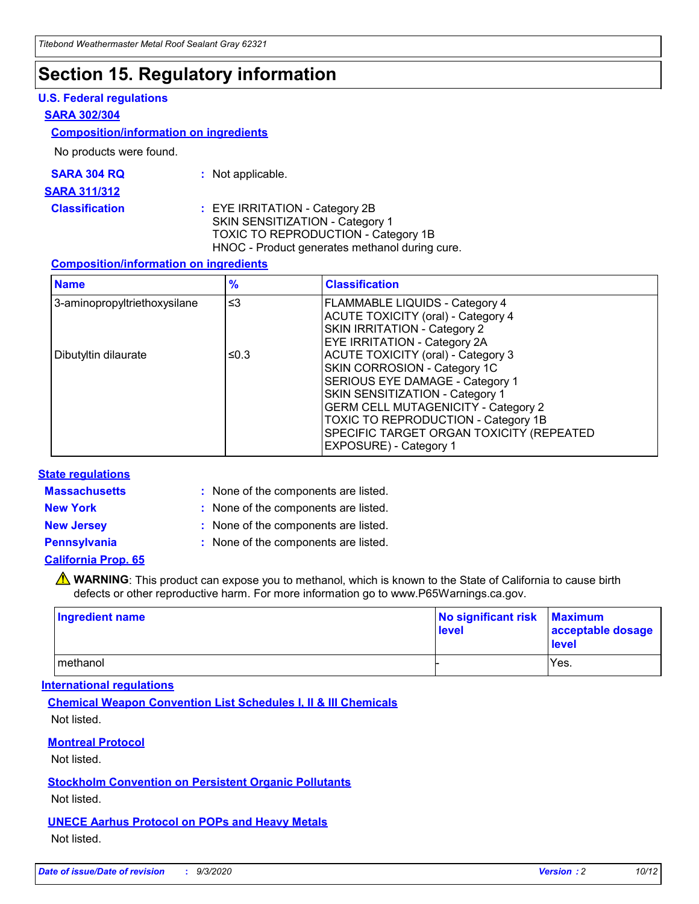# Section 15. Regulatory information

## U.S. Federal regulations

### SARA 302/304

#### Composition/information on ingredients

No products were found.

**SARA 304 RQ** : Not applicable.

### SARA 311/312

**Classification** : EYE IRRITATION - Category 2B
SKIN SENSITIZATION - Category 1
TOXIC TO REPRODUCTION - Category 1B
HNOC - Product generates methanol during cure.

#### Composition/information on ingredients

| Name | % | Classification |
|---|---|---|
| 3-aminopropyltriethoxysilane | ≤3 | FLAMMABLE LIQUIDS - Category 4<br>ACUTE TOXICITY (oral) - Category 4<br>SKIN IRRITATION - Category 2<br>EYE IRRITATION - Category 2A |
| Dibutyltin dilaurate | ≤0.3 | ACUTE TOXICITY (oral) - Category 3<br>SKIN CORROSION - Category 1C<br>SERIOUS EYE DAMAGE - Category 1<br>SKIN SENSITIZATION - Category 1<br>GERM CELL MUTAGENICITY - Category 2<br>TOXIC TO REPRODUCTION - Category 1B<br>SPECIFIC TARGET ORGAN TOXICITY (REPEATED EXPOSURE) - Category 1 |

## State regulations

**Massachusetts** : None of the components are listed.

**New York** : None of the components are listed.

**New Jersey** : None of the components are listed.

**Pennsylvania** : None of the components are listed.

### California Prop. 65

⚠ **WARNING**: This product can expose you to methanol, which is known to the State of California to cause birth defects or other reproductive harm. For more information go to www.P65Warnings.ca.gov.

| Ingredient name | No significant risk level | Maximum acceptable dosage level |
|---|---|---|
| methanol | - | Yes. |

## International regulations

### Chemical Weapon Convention List Schedules I, II & III Chemicals

Not listed.

### Montreal Protocol

Not listed.

### Stockholm Convention on Persistent Organic Pollutants

Not listed.

### UNECE Aarhus Protocol on POPs and Heavy Metals

Not listed.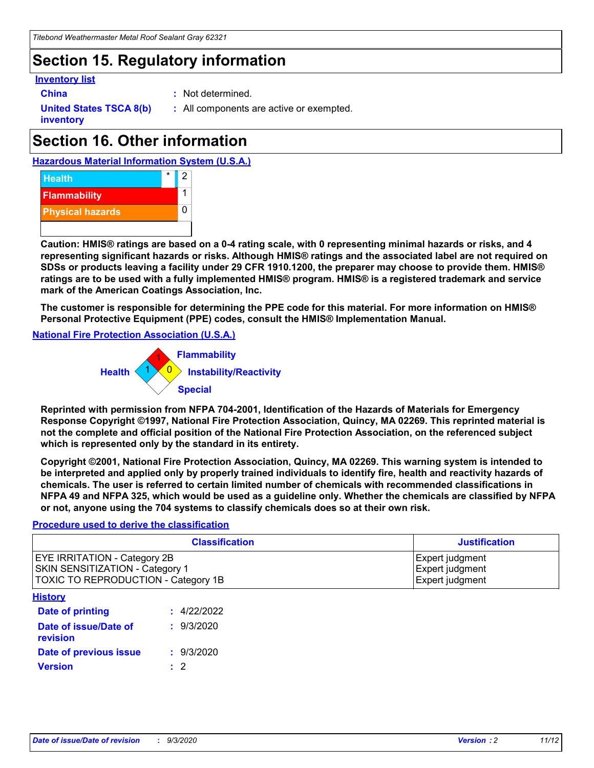## Section 15. Regulatory information

**Inventory list**

**China** : Not determined.

**United States TSCA 8(b) inventory** : All components are active or exempted.

## Section 16. Other information

**Hazardous Material Information System (U.S.A.)**

| | | |
|---|---|---|
| Health | * | 2 |
| Flammability | | 1 |
| Physical hazards | | 0 |

**Caution: HMIS® ratings are based on a 0-4 rating scale, with 0 representing minimal hazards or risks, and 4 representing significant hazards or risks. Although HMIS® ratings and the associated label are not required on SDSs or products leaving a facility under 29 CFR 1910.1200, the preparer may choose to provide them. HMIS® ratings are to be used with a fully implemented HMIS® program. HMIS® is a registered trademark and service mark of the American Coatings Association, Inc.**

**The customer is responsible for determining the PPE code for this material. For more information on HMIS® Personal Protective Equipment (PPE) codes, consult the HMIS® Implementation Manual.**

**National Fire Protection Association (U.S.A.)**

Flammability: 1
Health: 1
Instability/Reactivity: 0
Special:

**Reprinted with permission from NFPA 704-2001, Identification of the Hazards of Materials for Emergency Response Copyright ©1997, National Fire Protection Association, Quincy, MA 02269. This reprinted material is not the complete and official position of the National Fire Protection Association, on the referenced subject which is represented only by the standard in its entirety.**

**Copyright ©2001, National Fire Protection Association, Quincy, MA 02269. This warning system is intended to be interpreted and applied only by properly trained individuals to identify fire, health and reactivity hazards of chemicals. The user is referred to certain limited number of chemicals with recommended classifications in NFPA 49 and NFPA 325, which would be used as a guideline only. Whether the chemicals are classified by NFPA or not, anyone using the 704 systems to classify chemicals does so at their own risk.**

**Procedure used to derive the classification**

| Classification | Justification |
|---|---|
| EYE IRRITATION - Category 2B | Expert judgment |
| SKIN SENSITIZATION - Category 1 | Expert judgment |
| TOXIC TO REPRODUCTION - Category 1B | Expert judgment |

**History**

**Date of printing** : 4/22/2022

**Date of issue/Date of revision** : 9/3/2020

**Date of previous issue** : 9/3/2020

**Version** : 2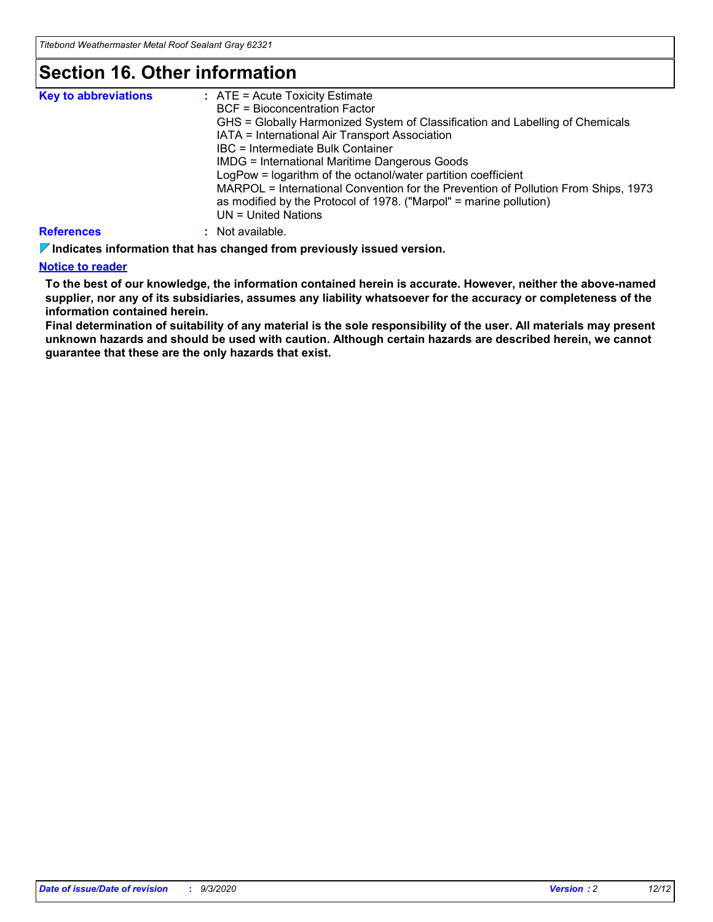# Section 16. Other information

**Key to abbreviations** : ATE = Acute Toxicity Estimate
BCF = Bioconcentration Factor
GHS = Globally Harmonized System of Classification and Labelling of Chemicals
IATA = International Air Transport Association
IBC = Intermediate Bulk Container
IMDG = International Maritime Dangerous Goods
LogPow = logarithm of the octanol/water partition coefficient
MARPOL = International Convention for the Prevention of Pollution From Ships, 1973 as modified by the Protocol of 1978. ("Marpol" = marine pollution)
UN = United Nations

**References** : Not available.

**Indicates information that has changed from previously issued version.**

**Notice to reader**

**To the best of our knowledge, the information contained herein is accurate. However, neither the above-named supplier, nor any of its subsidiaries, assumes any liability whatsoever for the accuracy or completeness of the information contained herein.**

**Final determination of suitability of any material is the sole responsibility of the user. All materials may present unknown hazards and should be used with caution. Although certain hazards are described herein, we cannot guarantee that these are the only hazards that exist.**